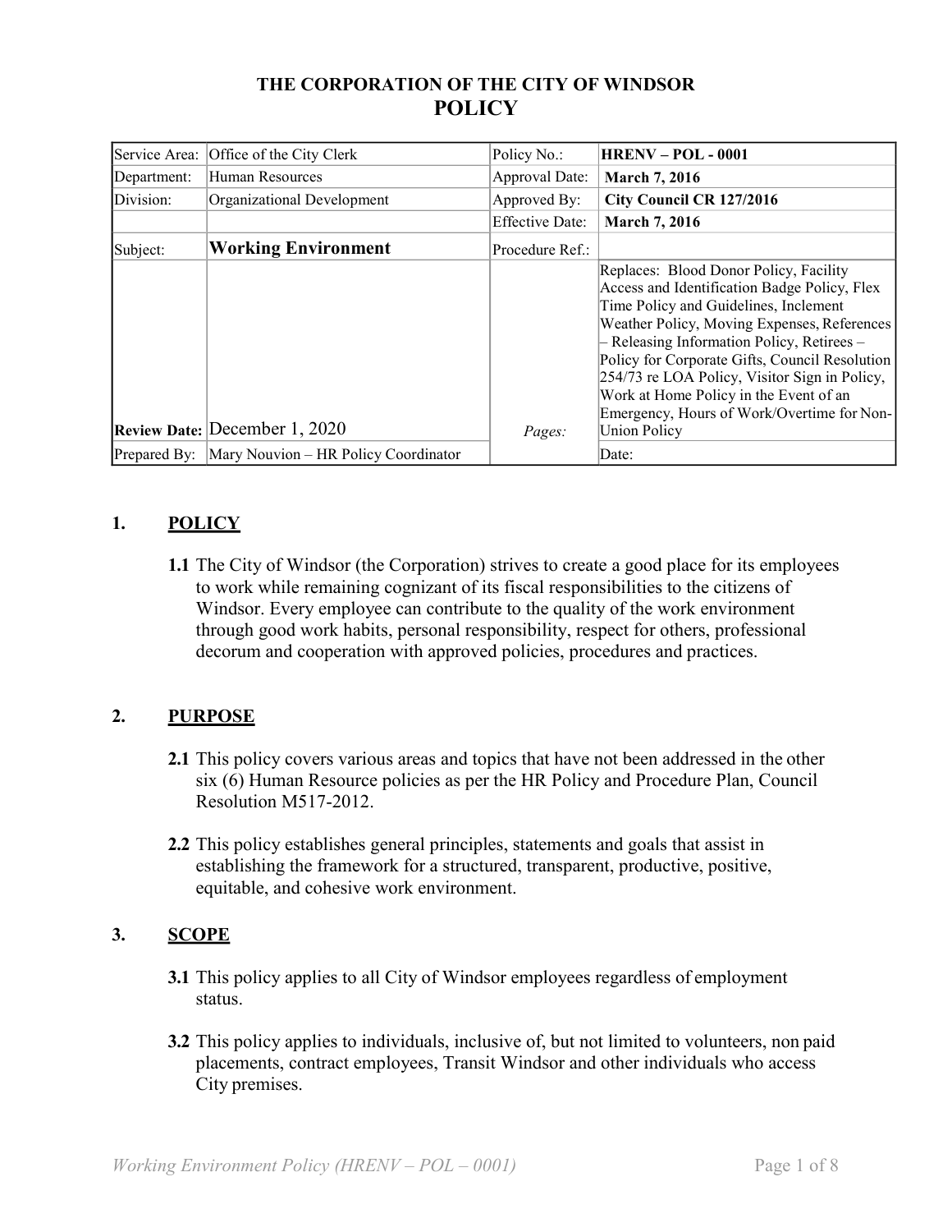# THE CORPORATION OF THE CITY OF WINDSOR
# POLICY

| | | | |
|---|---|---|---|
| Service Area: | Office of the City Clerk | Policy No.: | **HRENV – POL - 0001** |
| Department: | Human Resources | Approval Date: | **March 7, 2016** |
| Division: | Organizational Development | Approved By: | **City Council CR 127/2016** |
| | | Effective Date: | **March 7, 2016** |
| Subject: | **Working Environment** | Procedure Ref.: | |
| **Review Date:** | December 1, 2020 | *Pages:* | Replaces: Blood Donor Policy, Facility Access and Identification Badge Policy, Flex Time Policy and Guidelines, Inclement Weather Policy, Moving Expenses, References – Releasing Information Policy, Retirees – Policy for Corporate Gifts, Council Resolution 254/73 re LOA Policy, Visitor Sign in Policy, Work at Home Policy in the Event of an Emergency, Hours of Work/Overtime for Non-Union Policy |
| Prepared By: | Mary Nouvion – HR Policy Coordinator | | Date: |

## 1. POLICY

**1.1** The City of Windsor (the Corporation) strives to create a good place for its employees to work while remaining cognizant of its fiscal responsibilities to the citizens of Windsor. Every employee can contribute to the quality of the work environment through good work habits, personal responsibility, respect for others, professional decorum and cooperation with approved policies, procedures and practices.

## 2. PURPOSE

**2.1** This policy covers various areas and topics that have not been addressed in the other six (6) Human Resource policies as per the HR Policy and Procedure Plan, Council Resolution M517-2012.

**2.2** This policy establishes general principles, statements and goals that assist in establishing the framework for a structured, transparent, productive, positive, equitable, and cohesive work environment.

## 3. SCOPE

**3.1** This policy applies to all City of Windsor employees regardless of employment status.

**3.2** This policy applies to individuals, inclusive of, but not limited to volunteers, non paid placements, contract employees, Transit Windsor and other individuals who access City premises.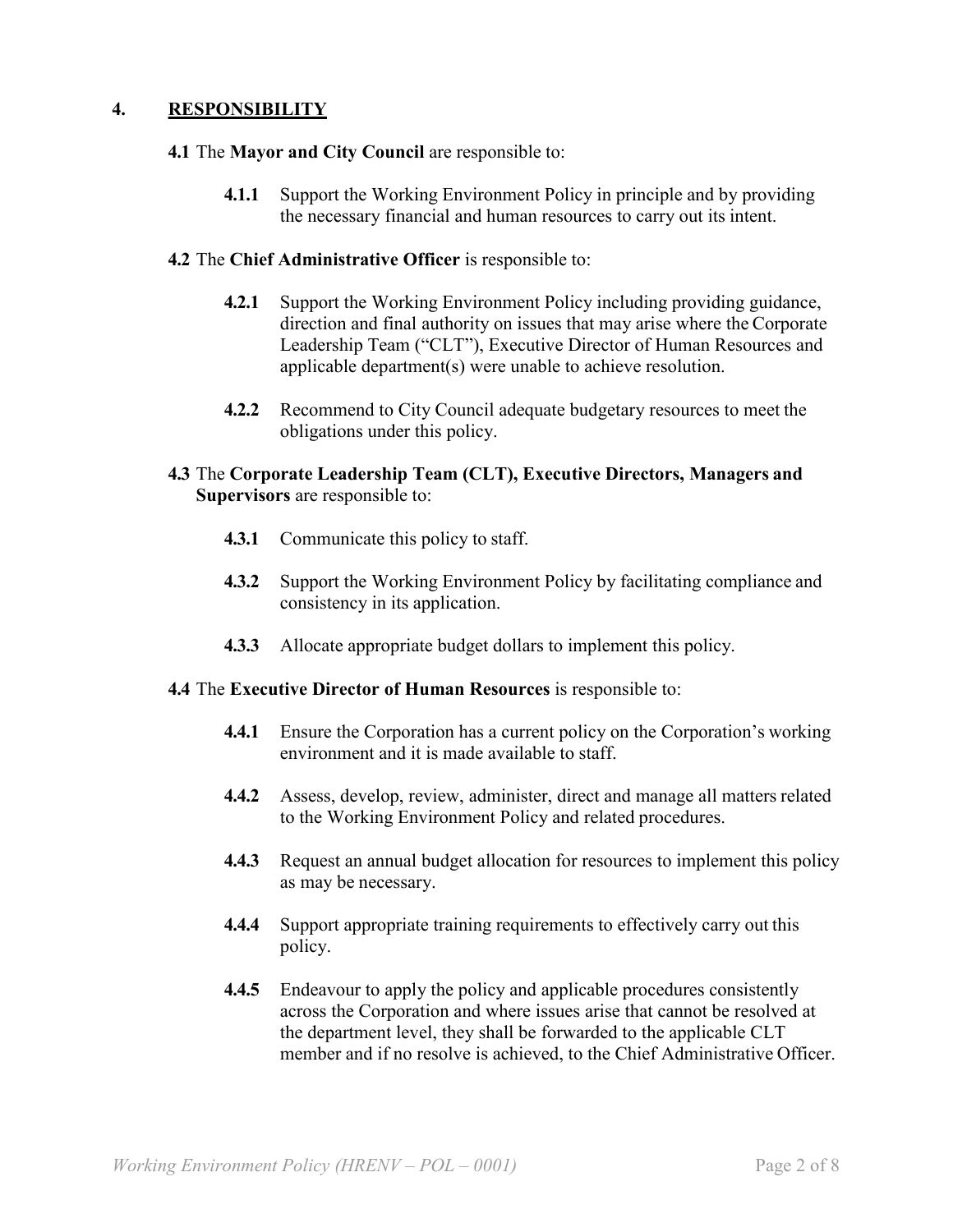## 4. RESPONSIBILITY

**4.1** The **Mayor and City Council** are responsible to:

> **4.1.1** Support the Working Environment Policy in principle and by providing the necessary financial and human resources to carry out its intent.

**4.2** The **Chief Administrative Officer** is responsible to:

> **4.2.1** Support the Working Environment Policy including providing guidance, direction and final authority on issues that may arise where the Corporate Leadership Team ("CLT"), Executive Director of Human Resources and applicable department(s) were unable to achieve resolution.
>
> **4.2.2** Recommend to City Council adequate budgetary resources to meet the obligations under this policy.

**4.3** The **Corporate Leadership Team (CLT), Executive Directors, Managers and Supervisors** are responsible to:

> **4.3.1** Communicate this policy to staff.
>
> **4.3.2** Support the Working Environment Policy by facilitating compliance and consistency in its application.
>
> **4.3.3** Allocate appropriate budget dollars to implement this policy.

**4.4** The **Executive Director of Human Resources** is responsible to:

> **4.4.1** Ensure the Corporation has a current policy on the Corporation's working environment and it is made available to staff.
>
> **4.4.2** Assess, develop, review, administer, direct and manage all matters related to the Working Environment Policy and related procedures.
>
> **4.4.3** Request an annual budget allocation for resources to implement this policy as may be necessary.
>
> **4.4.4** Support appropriate training requirements to effectively carry out this policy.
>
> **4.4.5** Endeavour to apply the policy and applicable procedures consistently across the Corporation and where issues arise that cannot be resolved at the department level, they shall be forwarded to the applicable CLT member and if no resolve is achieved, to the Chief Administrative Officer.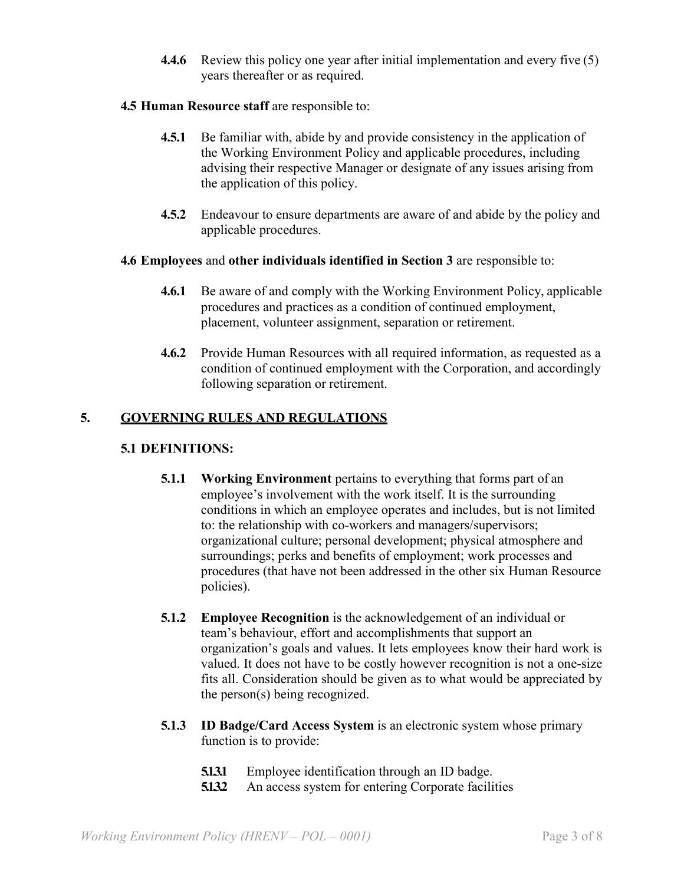**4.4.6** Review this policy one year after initial implementation and every five (5) years thereafter or as required.

**4.5 Human Resource staff** are responsible to:

**4.5.1** Be familiar with, abide by and provide consistency in the application of the Working Environment Policy and applicable procedures, including advising their respective Manager or designate of any issues arising from the application of this policy.

**4.5.2** Endeavour to ensure departments are aware of and abide by the policy and applicable procedures.

**4.6 Employees** and **other individuals identified in Section 3** are responsible to:

**4.6.1** Be aware of and comply with the Working Environment Policy, applicable procedures and practices as a condition of continued employment, placement, volunteer assignment, separation or retirement.

**4.6.2** Provide Human Resources with all required information, as requested as a condition of continued employment with the Corporation, and accordingly following separation or retirement.

## 5. GOVERNING RULES AND REGULATIONS

### 5.1 DEFINITIONS:

**5.1.1 Working Environment** pertains to everything that forms part of an employee's involvement with the work itself. It is the surrounding conditions in which an employee operates and includes, but is not limited to: the relationship with co-workers and managers/supervisors; organizational culture; personal development; physical atmosphere and surroundings; perks and benefits of employment; work processes and procedures (that have not been addressed in the other six Human Resource policies).

**5.1.2 Employee Recognition** is the acknowledgement of an individual or team's behaviour, effort and accomplishments that support an organization's goals and values. It lets employees know their hard work is valued. It does not have to be costly however recognition is not a one-size fits all. Consideration should be given as to what would be appreciated by the person(s) being recognized.

**5.1.3 ID Badge/Card Access System** is an electronic system whose primary function is to provide:

**5.1.3.1** Employee identification through an ID badge.
**5.1.3.2** An access system for entering Corporate facilities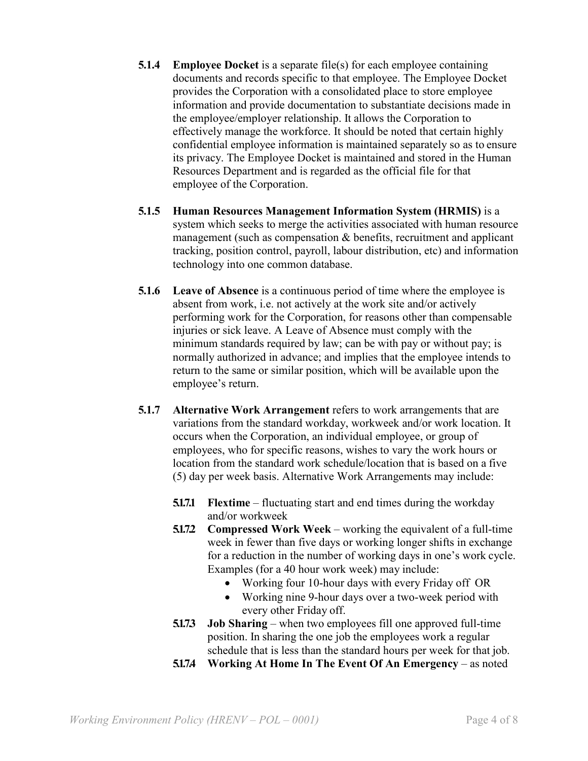**5.1.4** **Employee Docket** is a separate file(s) for each employee containing documents and records specific to that employee. The Employee Docket provides the Corporation with a consolidated place to store employee information and provide documentation to substantiate decisions made in the employee/employer relationship. It allows the Corporation to effectively manage the workforce. It should be noted that certain highly confidential employee information is maintained separately so as to ensure its privacy. The Employee Docket is maintained and stored in the Human Resources Department and is regarded as the official file for that employee of the Corporation.

**5.1.5** **Human Resources Management Information System (HRMIS)** is a system which seeks to merge the activities associated with human resource management (such as compensation & benefits, recruitment and applicant tracking, position control, payroll, labour distribution, etc) and information technology into one common database.

**5.1.6** **Leave of Absence** is a continuous period of time where the employee is absent from work, i.e. not actively at the work site and/or actively performing work for the Corporation, for reasons other than compensable injuries or sick leave. A Leave of Absence must comply with the minimum standards required by law; can be with pay or without pay; is normally authorized in advance; and implies that the employee intends to return to the same or similar position, which will be available upon the employee's return.

**5.1.7** **Alternative Work Arrangement** refers to work arrangements that are variations from the standard workday, workweek and/or work location. It occurs when the Corporation, an individual employee, or group of employees, who for specific reasons, wishes to vary the work hours or location from the standard work schedule/location that is based on a five (5) day per week basis. Alternative Work Arrangements may include:

- **5.1.7.1** **Flextime** – fluctuating start and end times during the workday and/or workweek
- **5.1.7.2** **Compressed Work Week** – working the equivalent of a full-time week in fewer than five days or working longer shifts in exchange for a reduction in the number of working days in one's work cycle. Examples (for a 40 hour work week) may include:
  - Working four 10-hour days with every Friday off OR
  - Working nine 9-hour days over a two-week period with every other Friday off.
- **5.1.7.3** **Job Sharing** – when two employees fill one approved full-time position. In sharing the one job the employees work a regular schedule that is less than the standard hours per week for that job.
- **5.1.7.4** **Working At Home In The Event Of An Emergency** – as noted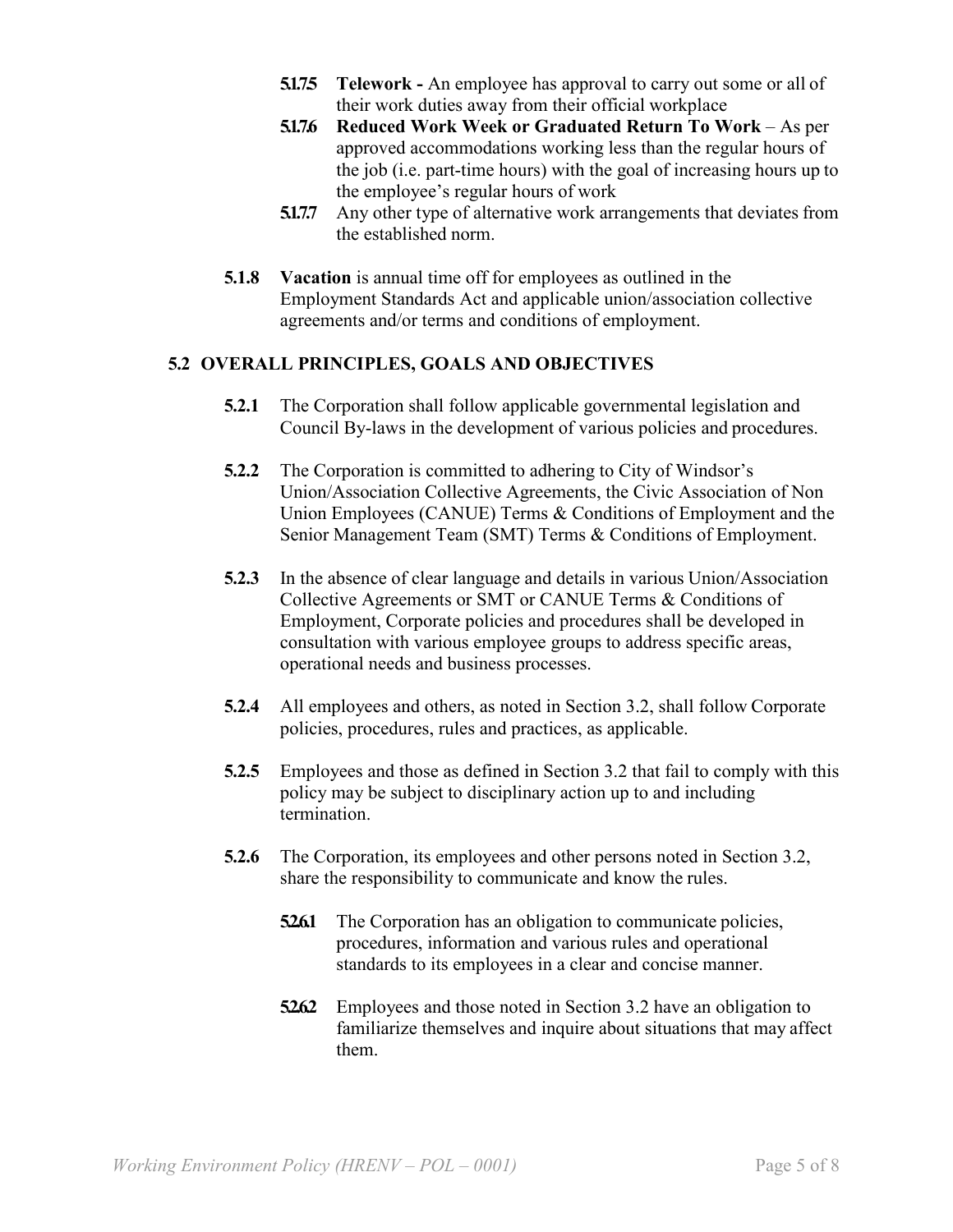**5.1.7.5** **Telework -** An employee has approval to carry out some or all of their work duties away from their official workplace

**5.1.7.6** **Reduced Work Week or Graduated Return To Work** – As per approved accommodations working less than the regular hours of the job (i.e. part-time hours) with the goal of increasing hours up to the employee's regular hours of work

**5.1.7.7** Any other type of alternative work arrangements that deviates from the established norm.

**5.1.8** **Vacation** is annual time off for employees as outlined in the Employment Standards Act and applicable union/association collective agreements and/or terms and conditions of employment.

## 5.2 OVERALL PRINCIPLES, GOALS AND OBJECTIVES

**5.2.1** The Corporation shall follow applicable governmental legislation and Council By-laws in the development of various policies and procedures.

**5.2.2** The Corporation is committed to adhering to City of Windsor's Union/Association Collective Agreements, the Civic Association of Non Union Employees (CANUE) Terms & Conditions of Employment and the Senior Management Team (SMT) Terms & Conditions of Employment.

**5.2.3** In the absence of clear language and details in various Union/Association Collective Agreements or SMT or CANUE Terms & Conditions of Employment, Corporate policies and procedures shall be developed in consultation with various employee groups to address specific areas, operational needs and business processes.

**5.2.4** All employees and others, as noted in Section 3.2, shall follow Corporate policies, procedures, rules and practices, as applicable.

**5.2.5** Employees and those as defined in Section 3.2 that fail to comply with this policy may be subject to disciplinary action up to and including termination.

**5.2.6** The Corporation, its employees and other persons noted in Section 3.2, share the responsibility to communicate and know the rules.

**5.2.6.1** The Corporation has an obligation to communicate policies, procedures, information and various rules and operational standards to its employees in a clear and concise manner.

**5.2.6.2** Employees and those noted in Section 3.2 have an obligation to familiarize themselves and inquire about situations that may affect them.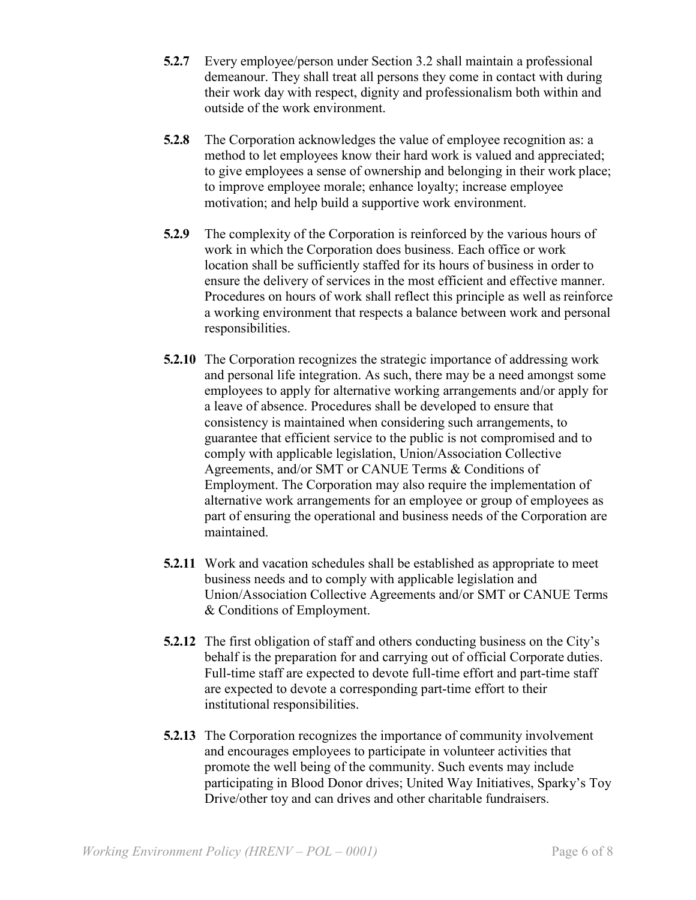**5.2.7** Every employee/person under Section 3.2 shall maintain a professional demeanour. They shall treat all persons they come in contact with during their work day with respect, dignity and professionalism both within and outside of the work environment.

**5.2.8** The Corporation acknowledges the value of employee recognition as: a method to let employees know their hard work is valued and appreciated; to give employees a sense of ownership and belonging in their work place; to improve employee morale; enhance loyalty; increase employee motivation; and help build a supportive work environment.

**5.2.9** The complexity of the Corporation is reinforced by the various hours of work in which the Corporation does business. Each office or work location shall be sufficiently staffed for its hours of business in order to ensure the delivery of services in the most efficient and effective manner. Procedures on hours of work shall reflect this principle as well as reinforce a working environment that respects a balance between work and personal responsibilities.

**5.2.10** The Corporation recognizes the strategic importance of addressing work and personal life integration. As such, there may be a need amongst some employees to apply for alternative working arrangements and/or apply for a leave of absence. Procedures shall be developed to ensure that consistency is maintained when considering such arrangements, to guarantee that efficient service to the public is not compromised and to comply with applicable legislation, Union/Association Collective Agreements, and/or SMT or CANUE Terms & Conditions of Employment. The Corporation may also require the implementation of alternative work arrangements for an employee or group of employees as part of ensuring the operational and business needs of the Corporation are maintained.

**5.2.11** Work and vacation schedules shall be established as appropriate to meet business needs and to comply with applicable legislation and Union/Association Collective Agreements and/or SMT or CANUE Terms & Conditions of Employment.

**5.2.12** The first obligation of staff and others conducting business on the City's behalf is the preparation for and carrying out of official Corporate duties. Full-time staff are expected to devote full-time effort and part-time staff are expected to devote a corresponding part-time effort to their institutional responsibilities.

**5.2.13** The Corporation recognizes the importance of community involvement and encourages employees to participate in volunteer activities that promote the well being of the community. Such events may include participating in Blood Donor drives; United Way Initiatives, Sparky's Toy Drive/other toy and can drives and other charitable fundraisers.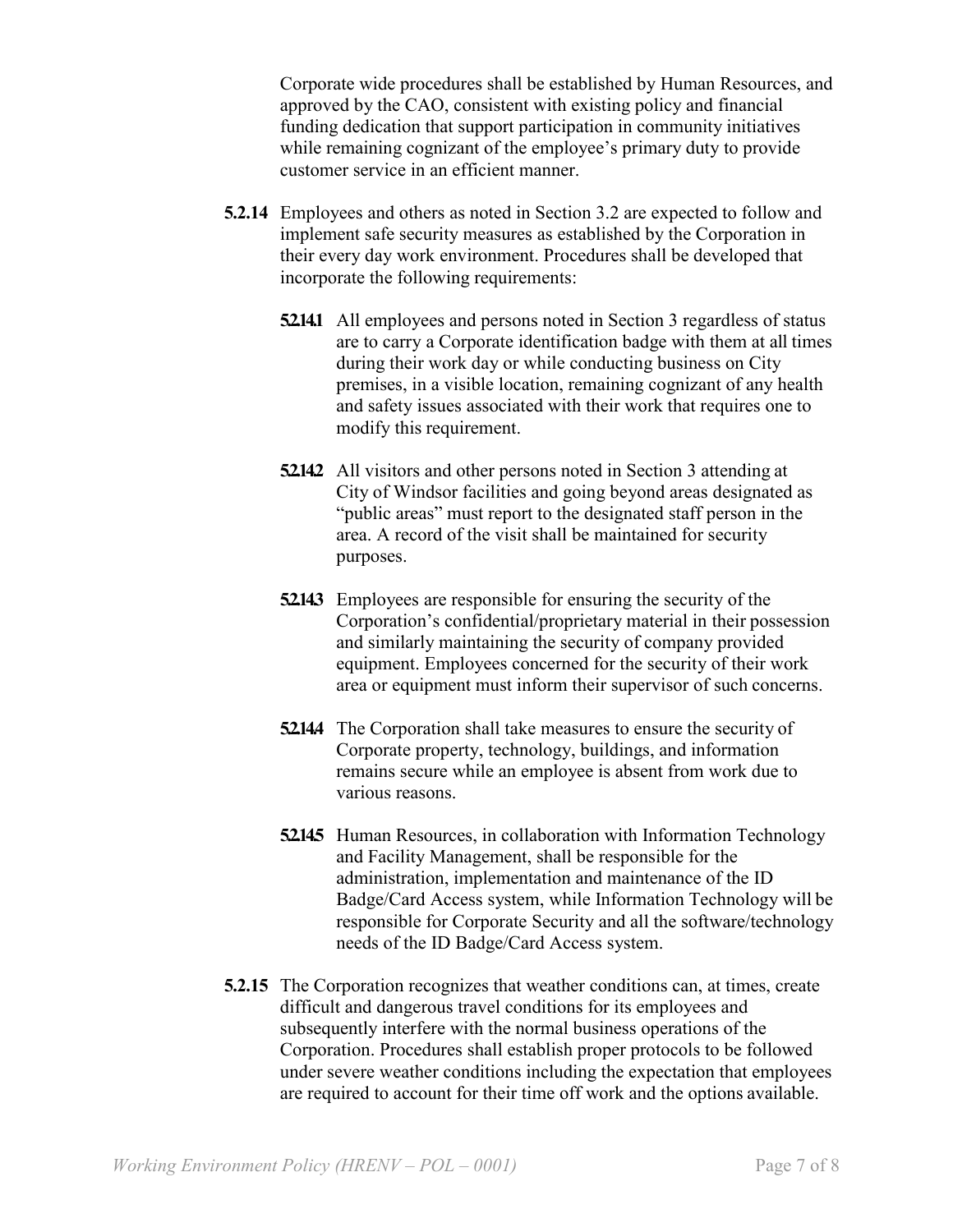Corporate wide procedures shall be established by Human Resources, and approved by the CAO, consistent with existing policy and financial funding dedication that support participation in community initiatives while remaining cognizant of the employee's primary duty to provide customer service in an efficient manner.

**5.2.14** Employees and others as noted in Section 3.2 are expected to follow and implement safe security measures as established by the Corporation in their every day work environment. Procedures shall be developed that incorporate the following requirements:

**5.2.14.1** All employees and persons noted in Section 3 regardless of status are to carry a Corporate identification badge with them at all times during their work day or while conducting business on City premises, in a visible location, remaining cognizant of any health and safety issues associated with their work that requires one to modify this requirement.

**5.2.14.2** All visitors and other persons noted in Section 3 attending at City of Windsor facilities and going beyond areas designated as "public areas" must report to the designated staff person in the area. A record of the visit shall be maintained for security purposes.

**5.2.14.3** Employees are responsible for ensuring the security of the Corporation's confidential/proprietary material in their possession and similarly maintaining the security of company provided equipment. Employees concerned for the security of their work area or equipment must inform their supervisor of such concerns.

**5.2.14.4** The Corporation shall take measures to ensure the security of Corporate property, technology, buildings, and information remains secure while an employee is absent from work due to various reasons.

**5.2.14.5** Human Resources, in collaboration with Information Technology and Facility Management, shall be responsible for the administration, implementation and maintenance of the ID Badge/Card Access system, while Information Technology will be responsible for Corporate Security and all the software/technology needs of the ID Badge/Card Access system.

**5.2.15** The Corporation recognizes that weather conditions can, at times, create difficult and dangerous travel conditions for its employees and subsequently interfere with the normal business operations of the Corporation. Procedures shall establish proper protocols to be followed under severe weather conditions including the expectation that employees are required to account for their time off work and the options available.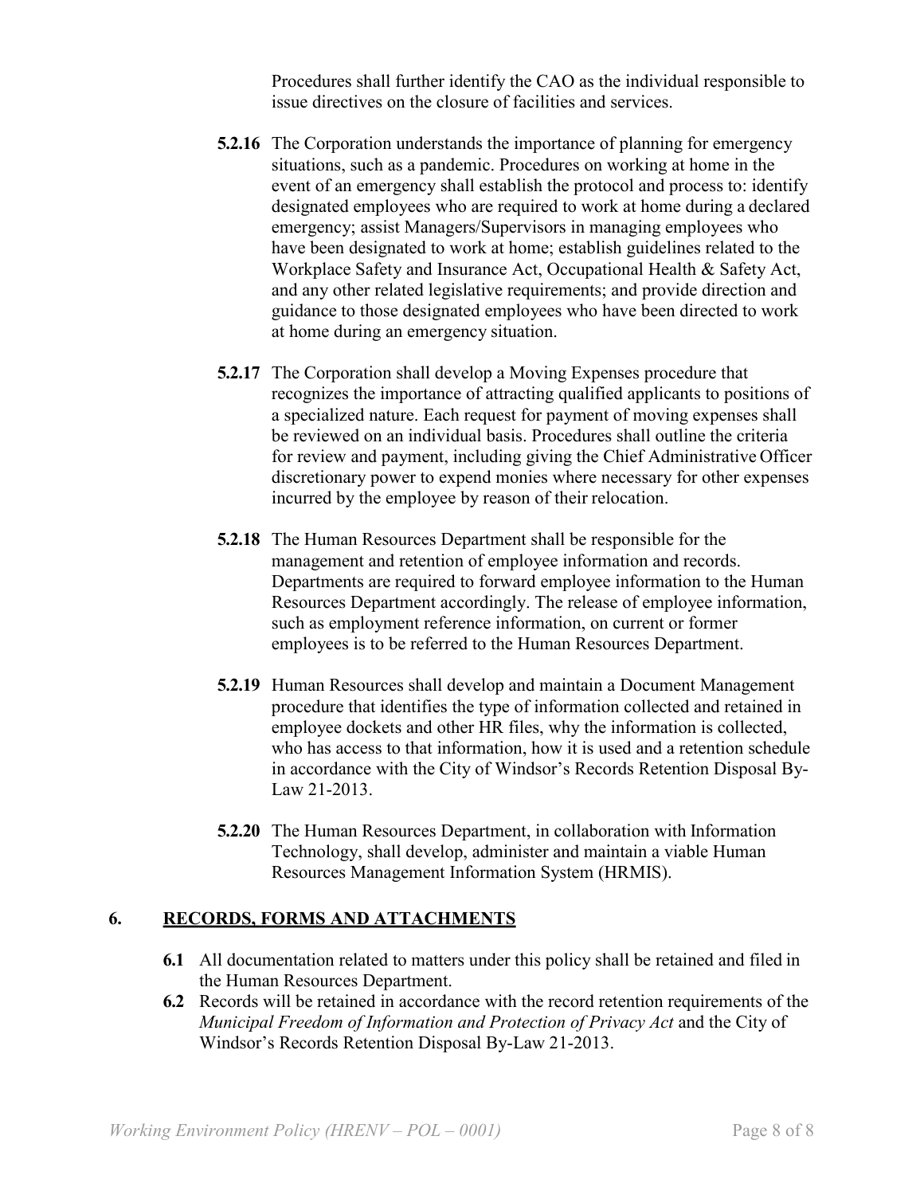Procedures shall further identify the CAO as the individual responsible to issue directives on the closure of facilities and services.

**5.2.16** The Corporation understands the importance of planning for emergency situations, such as a pandemic. Procedures on working at home in the event of an emergency shall establish the protocol and process to: identify designated employees who are required to work at home during a declared emergency; assist Managers/Supervisors in managing employees who have been designated to work at home; establish guidelines related to the Workplace Safety and Insurance Act, Occupational Health & Safety Act, and any other related legislative requirements; and provide direction and guidance to those designated employees who have been directed to work at home during an emergency situation.

**5.2.17** The Corporation shall develop a Moving Expenses procedure that recognizes the importance of attracting qualified applicants to positions of a specialized nature. Each request for payment of moving expenses shall be reviewed on an individual basis. Procedures shall outline the criteria for review and payment, including giving the Chief Administrative Officer discretionary power to expend monies where necessary for other expenses incurred by the employee by reason of their relocation.

**5.2.18** The Human Resources Department shall be responsible for the management and retention of employee information and records. Departments are required to forward employee information to the Human Resources Department accordingly. The release of employee information, such as employment reference information, on current or former employees is to be referred to the Human Resources Department.

**5.2.19** Human Resources shall develop and maintain a Document Management procedure that identifies the type of information collected and retained in employee dockets and other HR files, why the information is collected, who has access to that information, how it is used and a retention schedule in accordance with the City of Windsor's Records Retention Disposal By-Law 21-2013.

**5.2.20** The Human Resources Department, in collaboration with Information Technology, shall develop, administer and maintain a viable Human Resources Management Information System (HRMIS).

## 6. RECORDS, FORMS AND ATTACHMENTS

**6.1** All documentation related to matters under this policy shall be retained and filed in the Human Resources Department.

**6.2** Records will be retained in accordance with the record retention requirements of the *Municipal Freedom of Information and Protection of Privacy Act* and the City of Windsor's Records Retention Disposal By-Law 21-2013.